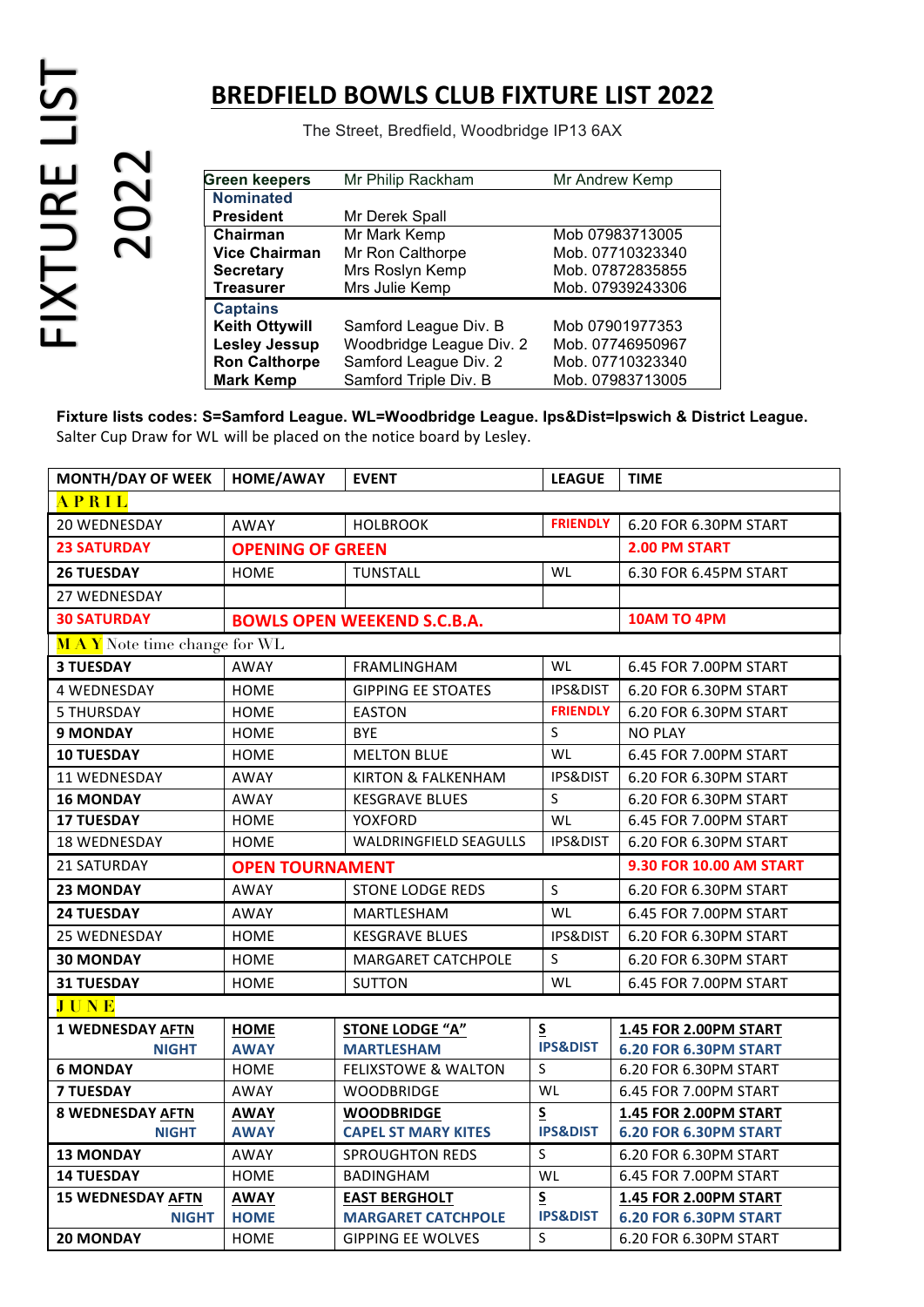FIXTURE LIST 2022

# BREDFIELD BOWLS CLUB FIXTURE LIST 2022

The Street, Bredfield, Woodbridge IP13 6AX

| | | |
|---|---|---|
| **Green keepers** | Mr Philip Rackham | Mr Andrew Kemp |
| **Nominated President** | Mr Derek Spall | |
| **Chairman** | Mr Mark Kemp | Mob 07983713005 |
| **Vice Chairman** | Mr Ron Calthorpe | Mob. 07710323340 |
| **Secretary** | Mrs Roslyn Kemp | Mob. 07872835855 |
| **Treasurer** | Mrs Julie Kemp | Mob. 07939243306 |
| **Captains** | | |
| **Keith Ottywill** | Samford League Div. B | Mob 07901977353 |
| **Lesley Jessup** | Woodbridge League Div. 2 | Mob. 07746950967 |
| **Ron Calthorpe** | Samford League Div. 2 | Mob. 07710323340 |
| **Mark Kemp** | Samford Triple Div. B | Mob. 07983713005 |

**Fixture lists codes: S=Samford League. WL=Woodbridge League. Ips&Dist=Ipswich & District League.**
Salter Cup Draw for WL will be placed on the notice board by Lesley.

| MONTH/DAY OF WEEK | HOME/AWAY | EVENT | LEAGUE | TIME |
|---|---|---|---|---|
| **APRIL** | | | | |
| 20 WEDNESDAY | AWAY | HOLBROOK | FRIENDLY | 6.20 FOR 6.30PM START |
| **23 SATURDAY** | **OPENING OF GREEN** | | | **2.00 PM START** |
| **26 TUESDAY** | HOME | TUNSTALL | WL | 6.30 FOR 6.45PM START |
| 27 WEDNESDAY | | | | |
| **30 SATURDAY** | **BOWLS OPEN WEEKEND S.C.B.A.** | | | **10AM TO 4PM** |
| **MAY** Note time change for WL | | | | |
| **3 TUESDAY** | AWAY | FRAMLINGHAM | WL | 6.45 FOR 7.00PM START |
| 4 WEDNESDAY | HOME | GIPPING EE STOATES | IPS&DIST | 6.20 FOR 6.30PM START |
| 5 THURSDAY | HOME | EASTON | FRIENDLY | 6.20 FOR 6.30PM START |
| **9 MONDAY** | HOME | BYE | S | NO PLAY |
| **10 TUESDAY** | HOME | MELTON BLUE | WL | 6.45 FOR 7.00PM START |
| 11 WEDNESDAY | AWAY | KIRTON & FALKENHAM | IPS&DIST | 6.20 FOR 6.30PM START |
| **16 MONDAY** | AWAY | KESGRAVE BLUES | S | 6.20 FOR 6.30PM START |
| **17 TUESDAY** | HOME | YOXFORD | WL | 6.45 FOR 7.00PM START |
| 18 WEDNESDAY | HOME | WALDRINGFIELD SEAGULLS | IPS&DIST | 6.20 FOR 6.30PM START |
| 21 SATURDAY | **OPEN TOURNAMENT** | | | **9.30 FOR 10.00 AM START** |
| **23 MONDAY** | AWAY | STONE LODGE REDS | S | 6.20 FOR 6.30PM START |
| **24 TUESDAY** | AWAY | MARTLESHAM | WL | 6.45 FOR 7.00PM START |
| 25 WEDNESDAY | HOME | KESGRAVE BLUES | IPS&DIST | 6.20 FOR 6.30PM START |
| **30 MONDAY** | HOME | MARGARET CATCHPOLE | S | 6.20 FOR 6.30PM START |
| **31 TUESDAY** | HOME | SUTTON | WL | 6.45 FOR 7.00PM START |
| **JUNE** | | | | |
| **1 WEDNESDAY AFTN** | **HOME** | **STONE LODGE "A"** | **S** | **1.45 FOR 2.00PM START** |
| **NIGHT** | **AWAY** | **MARTLESHAM** | **IPS&DIST** | **6.20 FOR 6.30PM START** |
| **6 MONDAY** | HOME | FELIXSTOWE & WALTON | S | 6.20 FOR 6.30PM START |
| **7 TUESDAY** | AWAY | WOODBRIDGE | WL | 6.45 FOR 7.00PM START |
| **8 WEDNESDAY AFTN** | **AWAY** | **WOODBRIDGE** | **S** | **1.45 FOR 2.00PM START** |
| **NIGHT** | **AWAY** | **CAPEL ST MARY KITES** | **IPS&DIST** | **6.20 FOR 6.30PM START** |
| **13 MONDAY** | AWAY | SPROUGHTON REDS | S | 6.20 FOR 6.30PM START |
| **14 TUESDAY** | HOME | BADINGHAM | WL | 6.45 FOR 7.00PM START |
| **15 WEDNESDAY AFTN** | **AWAY** | **EAST BERGHOLT** | **S** | **1.45 FOR 2.00PM START** |
| **NIGHT** | **HOME** | **MARGARET CATCHPOLE** | **IPS&DIST** | **6.20 FOR 6.30PM START** |
| **20 MONDAY** | HOME | GIPPING EE WOLVES | S | 6.20 FOR 6.30PM START |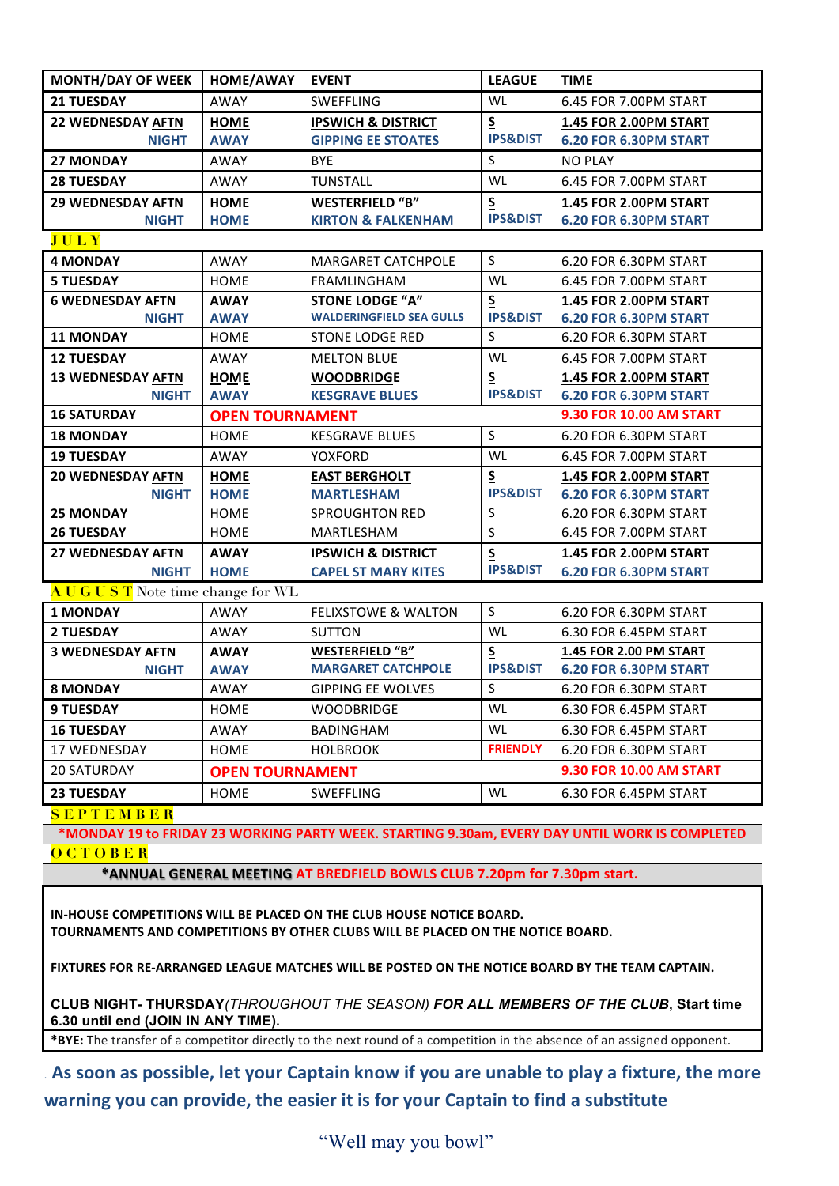| MONTH/DAY OF WEEK | HOME/AWAY | EVENT | LEAGUE | TIME |
|---|---|---|---|---|
| **21 TUESDAY** | AWAY | SWEFFLING | WL | 6.45 FOR 7.00PM START |
| **22 WEDNESDAY AFTN** | **HOME** | **IPSWICH & DISTRICT** | **S** | **1.45 FOR 2.00PM START** |
| **NIGHT** | **AWAY** | **GIPPING EE STOATES** | **IPS&DIST** | **6.20 FOR 6.30PM START** |
| **27 MONDAY** | AWAY | BYE | S | NO PLAY |
| **28 TUESDAY** | AWAY | TUNSTALL | WL | 6.45 FOR 7.00PM START |
| **29 WEDNESDAY AFTN** | **HOME** | **WESTERFIELD "B"** | **S** | **1.45 FOR 2.00PM START** |
| **NIGHT** | **HOME** | **KIRTON & FALKENHAM** | **IPS&DIST** | **6.20 FOR 6.30PM START** |
| **JULY** | | | | |
| **4 MONDAY** | AWAY | MARGARET CATCHPOLE | S | 6.20 FOR 6.30PM START |
| **5 TUESDAY** | HOME | FRAMLINGHAM | WL | 6.45 FOR 7.00PM START |
| **6 WEDNESDAY AFTN** | **AWAY** | **STONE LODGE "A"** | **S** | **1.45 FOR 2.00PM START** |
| **NIGHT** | **AWAY** | **WALDERINGFIELD SEA GULLS** | **IPS&DIST** | **6.20 FOR 6.30PM START** |
| **11 MONDAY** | HOME | STONE LODGE RED | S | 6.20 FOR 6.30PM START |
| **12 TUESDAY** | AWAY | MELTON BLUE | WL | 6.45 FOR 7.00PM START |
| **13 WEDNESDAY AFTN** | **HOME** | **WOODBRIDGE** | **S** | **1.45 FOR 2.00PM START** |
| **NIGHT** | **AWAY** | **KESGRAVE BLUES** | **IPS&DIST** | **6.20 FOR 6.30PM START** |
| **16 SATURDAY** | **OPEN TOURNAMENT** | | | **9.30 FOR 10.00 AM START** |
| **18 MONDAY** | HOME | KESGRAVE BLUES | S | 6.20 FOR 6.30PM START |
| **19 TUESDAY** | AWAY | YOXFORD | WL | 6.45 FOR 7.00PM START |
| **20 WEDNESDAY AFTN** | **HOME** | **EAST BERGHOLT** | **S** | **1.45 FOR 2.00PM START** |
| **NIGHT** | **HOME** | **MARTLESHAM** | **IPS&DIST** | **6.20 FOR 6.30PM START** |
| **25 MONDAY** | HOME | SPROUGHTON RED | S | 6.20 FOR 6.30PM START |
| **26 TUESDAY** | HOME | MARTLESHAM | S | 6.45 FOR 7.00PM START |
| **27 WEDNESDAY AFTN** | **AWAY** | **IPSWICH & DISTRICT** | **S** | **1.45 FOR 2.00PM START** |
| **NIGHT** | **HOME** | **CAPEL ST MARY KITES** | **IPS&DIST** | **6.20 FOR 6.30PM START** |
| **AUGUST** Note time change for WL | | | | |
| **1 MONDAY** | AWAY | FELIXSTOWE & WALTON | S | 6.20 FOR 6.30PM START |
| **2 TUESDAY** | AWAY | SUTTON | WL | 6.30 FOR 6.45PM START |
| **3 WEDNESDAY AFTN** | **AWAY** | **WESTERFIELD "B"** | **S** | **1.45 FOR 2.00 PM START** |
| **NIGHT** | **AWAY** | **MARGARET CATCHPOLE** | **IPS&DIST** | **6.20 FOR 6.30PM START** |
| **8 MONDAY** | AWAY | GIPPING EE WOLVES | S | 6.20 FOR 6.30PM START |
| **9 TUESDAY** | HOME | WOODBRIDGE | WL | 6.30 FOR 6.45PM START |
| **16 TUESDAY** | AWAY | BADINGHAM | WL | 6.30 FOR 6.45PM START |
| 17 WEDNESDAY | HOME | HOLBROOK | **FRIENDLY** | 6.20 FOR 6.30PM START |
| 20 SATURDAY | **OPEN TOURNAMENT** | | | **9.30 FOR 10.00 AM START** |
| **23 TUESDAY** | HOME | SWEFFLING | WL | 6.30 FOR 6.45PM START |
| **SEPTEMBER** | | | | |
| **\*MONDAY 19 to FRIDAY 23 WORKING PARTY WEEK. STARTING 9.30am, EVERY DAY UNTIL WORK IS COMPLETED** | | | | |
| **OCTOBER** | | | | |
| **\*ANNUAL GENERAL MEETING AT BREDFIELD BOWLS CLUB 7.20pm for 7.30pm start.** | | | | |

**IN-HOUSE COMPETITIONS WILL BE PLACED ON THE CLUB HOUSE NOTICE BOARD.**
**TOURNAMENTS AND COMPETITIONS BY OTHER CLUBS WILL BE PLACED ON THE NOTICE BOARD.**

**FIXTURES FOR RE-ARRANGED LEAGUE MATCHES WILL BE POSTED ON THE NOTICE BOARD BY THE TEAM CAPTAIN.**

**CLUB NIGHT- THURSDAY***(THROUGHOUT THE SEASON)* ***FOR ALL MEMBERS OF THE CLUB*****, Start time 6.30 until end (JOIN IN ANY TIME).**

**\*BYE:** The transfer of a competitor directly to the next round of a competition in the absence of an assigned opponent.

**As soon as possible, let your Captain know if you are unable to play a fixture, the more warning you can provide, the easier it is for your Captain to find a substitute**

"Well may you bowl"